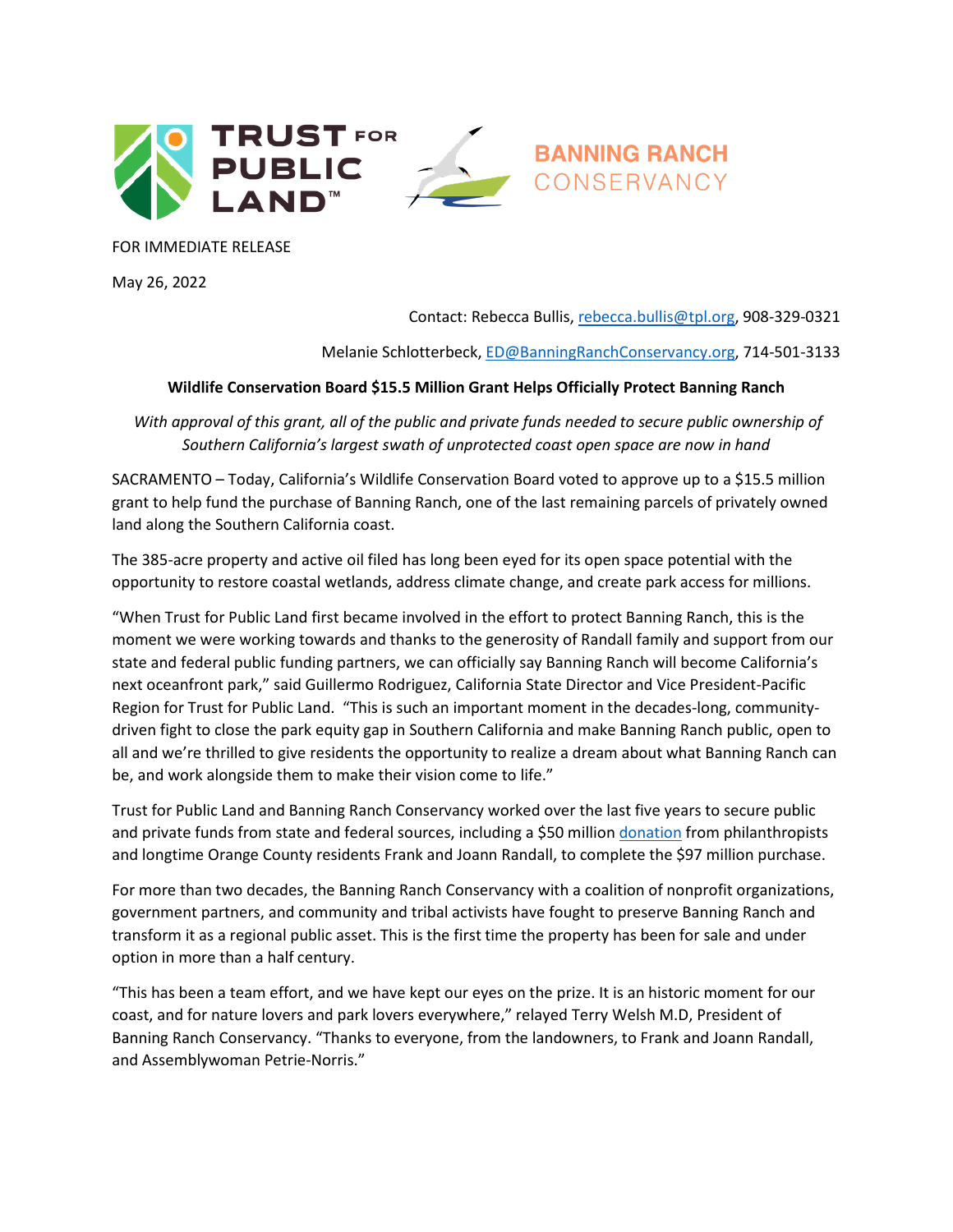TRUST FOR PUBLIC LAND™

BANNING RANCH CONSERVANCY

FOR IMMEDIATE RELEASE

May 26, 2022

Contact: Rebecca Bullis, [rebecca.bullis@tpl.org](mailto:rebecca.bullis@tpl.org), 908-329-0321

Melanie Schlotterbeck, [ED@BanningRanchConservancy.org](mailto:ED@BanningRanchConservancy.org), 714-501-3133

**Wildlife Conservation Board $15.5 Million Grant Helps Officially Protect Banning Ranch**

*With approval of this grant, all of the public and private funds needed to secure public ownership of Southern California's largest swath of unprotected coast open space are now in hand*

SACRAMENTO – Today, California's Wildlife Conservation Board voted to approve up to a $15.5 million grant to help fund the purchase of Banning Ranch, one of the last remaining parcels of privately owned land along the Southern California coast.

The 385-acre property and active oil filed has long been eyed for its open space potential with the opportunity to restore coastal wetlands, address climate change, and create park access for millions.

"When Trust for Public Land first became involved in the effort to protect Banning Ranch, this is the moment we were working towards and thanks to the generosity of Randall family and support from our state and federal public funding partners, we can officially say Banning Ranch will become California's next oceanfront park," said Guillermo Rodriguez, California State Director and Vice President-Pacific Region for Trust for Public Land. "This is such an important moment in the decades-long, community-driven fight to close the park equity gap in Southern California and make Banning Ranch public, open to all and we're thrilled to give residents the opportunity to realize a dream about what Banning Ranch can be, and work alongside them to make their vision come to life."

Trust for Public Land and Banning Ranch Conservancy worked over the last five years to secure public and private funds from state and federal sources, including a $50 million donation from philanthropists and longtime Orange County residents Frank and Joann Randall, to complete the $97 million purchase.

For more than two decades, the Banning Ranch Conservancy with a coalition of nonprofit organizations, government partners, and community and tribal activists have fought to preserve Banning Ranch and transform it as a regional public asset. This is the first time the property has been for sale and under option in more than a half century.

"This has been a team effort, and we have kept our eyes on the prize. It is an historic moment for our coast, and for nature lovers and park lovers everywhere," relayed Terry Welsh M.D, President of Banning Ranch Conservancy. "Thanks to everyone, from the landowners, to Frank and Joann Randall, and Assemblywoman Petrie-Norris."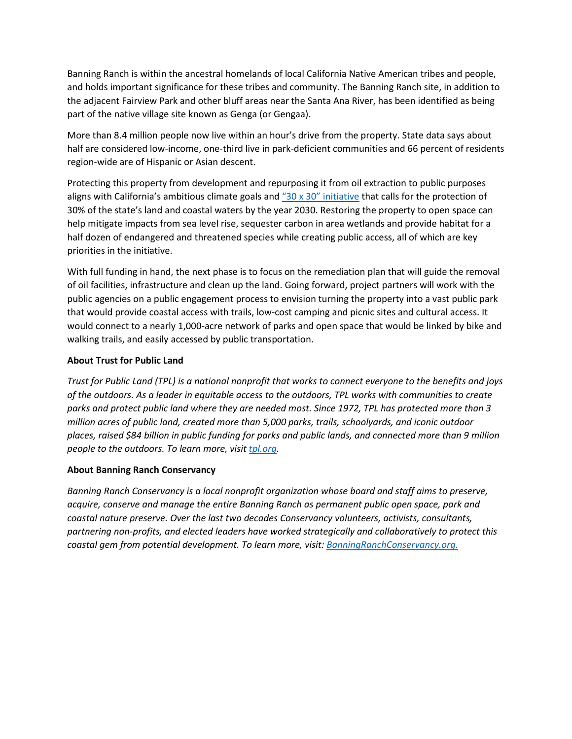Banning Ranch is within the ancestral homelands of local California Native American tribes and people, and holds important significance for these tribes and community. The Banning Ranch site, in addition to the adjacent Fairview Park and other bluff areas near the Santa Ana River, has been identified as being part of the native village site known as Genga (or Gengaa).

More than 8.4 million people now live within an hour's drive from the property. State data says about half are considered low-income, one-third live in park-deficient communities and 66 percent of residents region-wide are of Hispanic or Asian descent.

Protecting this property from development and repurposing it from oil extraction to public purposes aligns with California's ambitious climate goals and "30 x 30" initiative that calls for the protection of 30% of the state's land and coastal waters by the year 2030. Restoring the property to open space can help mitigate impacts from sea level rise, sequester carbon in area wetlands and provide habitat for a half dozen of endangered and threatened species while creating public access, all of which are key priorities in the initiative.

With full funding in hand, the next phase is to focus on the remediation plan that will guide the removal of oil facilities, infrastructure and clean up the land. Going forward, project partners will work with the public agencies on a public engagement process to envision turning the property into a vast public park that would provide coastal access with trails, low-cost camping and picnic sites and cultural access. It would connect to a nearly 1,000-acre network of parks and open space that would be linked by bike and walking trails, and easily accessed by public transportation.

**About Trust for Public Land**

*Trust for Public Land (TPL) is a national nonprofit that works to connect everyone to the benefits and joys of the outdoors. As a leader in equitable access to the outdoors, TPL works with communities to create parks and protect public land where they are needed most. Since 1972, TPL has protected more than 3 million acres of public land, created more than 5,000 parks, trails, schoolyards, and iconic outdoor places, raised $84 billion in public funding for parks and public lands, and connected more than 9 million people to the outdoors. To learn more, visit tpl.org.*

**About Banning Ranch Conservancy**

*Banning Ranch Conservancy is a local nonprofit organization whose board and staff aims to preserve, acquire, conserve and manage the entire Banning Ranch as permanent public open space, park and coastal nature preserve. Over the last two decades Conservancy volunteers, activists, consultants, partnering non-profits, and elected leaders have worked strategically and collaboratively to protect this coastal gem from potential development. To learn more, visit: BanningRanchConservancy.org.*